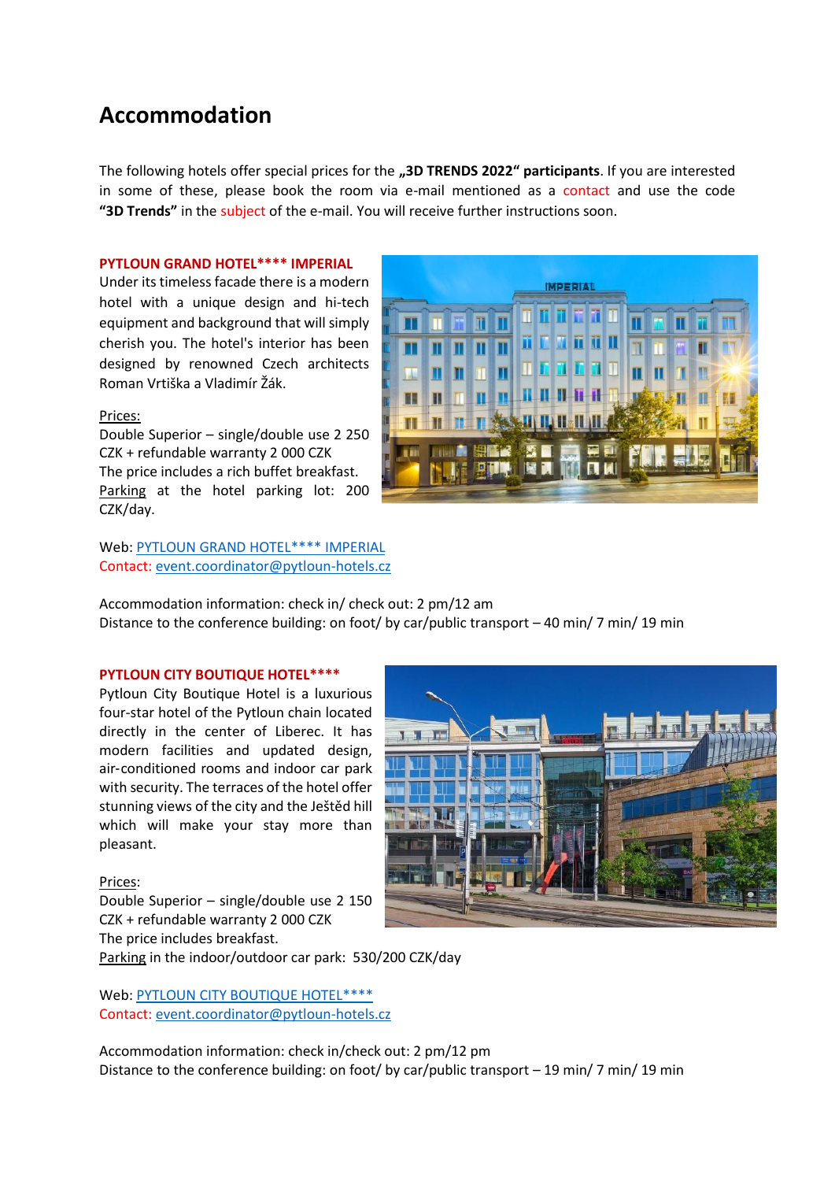# Accommodation

The following hotels offer special prices for the **„3D TRENDS 2022" participants**. If you are interested in some of these, please book the room via e-mail mentioned as a contact and use the code **"3D Trends"** in the subject of the e-mail. You will receive further instructions soon.

## PYTLOUN GRAND HOTEL**** IMPERIAL

Under its timeless facade there is a modern hotel with a unique design and hi-tech equipment and background that will simply cherish you. The hotel's interior has been designed by renowned Czech architects Roman Vrtiška a Vladimír Žák.

Prices:
Double Superior – single/double use 2 250 CZK + refundable warranty 2 000 CZK
The price includes a rich buffet breakfast.
Parking at the hotel parking lot: 200 CZK/day.

Web: PYTLOUN GRAND HOTEL**** IMPERIAL
Contact: event.coordinator@pytloun-hotels.cz

Accommodation information: check in/ check out: 2 pm/12 am
Distance to the conference building: on foot/ by car/public transport – 40 min/ 7 min/ 19 min

## PYTLOUN CITY BOUTIQUE HOTEL****

Pytloun City Boutique Hotel is a luxurious four-star hotel of the Pytloun chain located directly in the center of Liberec. It has modern facilities and updated design, air-conditioned rooms and indoor car park with security. The terraces of the hotel offer stunning views of the city and the Ještěd hill which will make your stay more than pleasant.

Prices:
Double Superior – single/double use 2 150 CZK + refundable warranty 2 000 CZK
The price includes breakfast.
Parking in the indoor/outdoor car park: 530/200 CZK/day

Web: PYTLOUN CITY BOUTIQUE HOTEL****
Contact: event.coordinator@pytloun-hotels.cz

Accommodation information: check in/check out: 2 pm/12 pm
Distance to the conference building: on foot/ by car/public transport – 19 min/ 7 min/ 19 min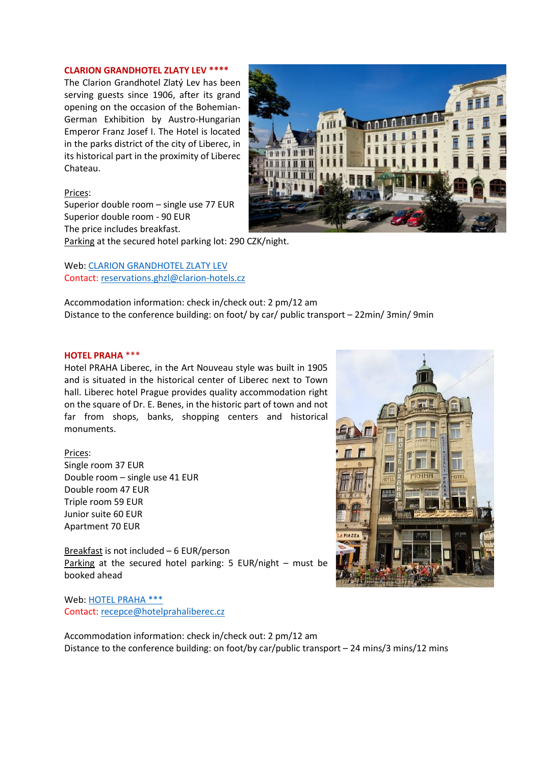**CLARION GRANDHOTEL ZLATY LEV ****

The Clarion Grandhotel Zlatý Lev has been serving guests since 1906, after its grand opening on the occasion of the Bohemian-German Exhibition by Austro-Hungarian Emperor Franz Josef I. The Hotel is located in the parks district of the city of Liberec, in its historical part in the proximity of Liberec Chateau.

Prices:
Superior double room – single use 77 EUR
Superior double room - 90 EUR
The price includes breakfast.
Parking at the secured hotel parking lot: 290 CZK/night.

Web: CLARION GRANDHOTEL ZLATY LEV
Contact: reservations.ghzl@clarion-hotels.cz

Accommodation information: check in/check out: 2 pm/12 am
Distance to the conference building: on foot/ by car/ public transport – 22min/ 3min/ 9min

**HOTEL PRAHA ***

Hotel PRAHA Liberec, in the Art Nouveau style was built in 1905 and is situated in the historical center of Liberec next to Town hall. Liberec hotel Prague provides quality accommodation right on the square of Dr. E. Benes, in the historic part of town and not far from shops, banks, shopping centers and historical monuments.

Prices:
Single room 37 EUR
Double room – single use 41 EUR
Double room 47 EUR
Triple room 59 EUR
Junior suite 60 EUR
Apartment 70 EUR

Breakfast is not included – 6 EUR/person
Parking at the secured hotel parking: 5 EUR/night – must be booked ahead

Web: HOTEL PRAHA ***
Contact: recepce@hotelprahaliberec.cz

Accommodation information: check in/check out: 2 pm/12 am
Distance to the conference building: on foot/by car/public transport – 24 mins/3 mins/12 mins